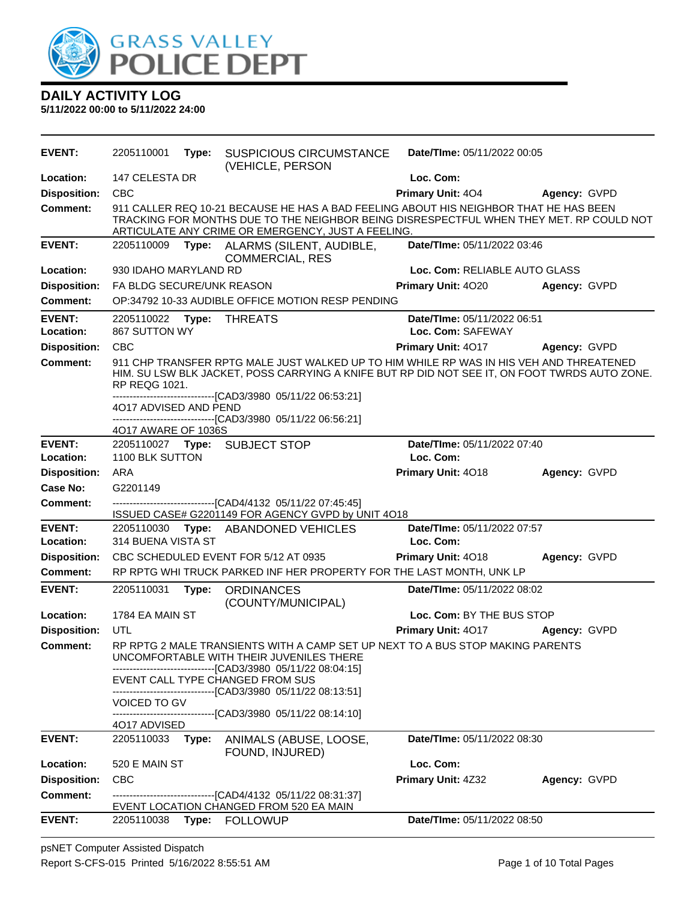# DAILY ACTIVITY LOG

**5/11/2022 00:00 to 5/11/2022 24:00**

---

**EVENT:** 2205110001 **Type:** SUSPICIOUS CIRCUMSTANCE (VEHICLE, PERSON **Date/TIme:** 05/11/2022 00:05
**Location:** 147 CELESTA DR **Loc. Com:**
**Disposition:** CBC **Primary Unit:** 4O4 **Agency:** GVPD
**Comment:** 911 CALLER REQ 10-21 BECAUSE HE HAS A BAD FEELING ABOUT HIS NEIGHBOR THAT HE HAS BEEN TRACKING FOR MONTHS DUE TO THE NEIGHBOR BEING DISRESPECTFUL WHEN THEY MET. RP COULD NOT ARTICULATE ANY CRIME OR EMERGENCY, JUST A FEELING.

---

**EVENT:** 2205110009 **Type:** ALARMS (SILENT, AUDIBLE, COMMERCIAL, RES **Date/TIme:** 05/11/2022 03:46
**Location:** 930 IDAHO MARYLAND RD **Loc. Com:** RELIABLE AUTO GLASS
**Disposition:** FA BLDG SECURE/UNK REASON **Primary Unit:** 4O20 **Agency:** GVPD
**Comment:** OP:34792 10-33 AUDIBLE OFFICE MOTION RESP PENDING

---

**EVENT:** 2205110022 **Type:** THREATS **Date/TIme:** 05/11/2022 06:51
**Location:** 867 SUTTON WY **Loc. Com:** SAFEWAY
**Disposition:** CBC **Primary Unit:** 4O17 **Agency:** GVPD
**Comment:** 911 CHP TRANSFER RPTG MALE JUST WALKED UP TO HIM WHILE RP WAS IN HIS VEH AND THREATENED HIM. SU LSW BLK JACKET, POSS CARRYING A KNIFE BUT RP DID NOT SEE IT, ON FOOT TWRDS AUTO ZONE. RP REQG 1021.
------------------------------[CAD3/3980 05/11/22 06:53:21]
4O17 ADVISED AND PEND
------------------------------[CAD3/3980 05/11/22 06:56:21]
4O17 AWARE OF 1036S

---

**EVENT:** 2205110027 **Type:** SUBJECT STOP **Date/TIme:** 05/11/2022 07:40
**Location:** 1100 BLK SUTTON **Loc. Com:**
**Disposition:** ARA **Primary Unit:** 4O18 **Agency:** GVPD
**Case No:** G2201149
**Comment:** ------------------------------[CAD4/4132 05/11/22 07:45:45]
ISSUED CASE# G2201149 FOR AGENCY GVPD by UNIT 4O18

---

**EVENT:** 2205110030 **Type:** ABANDONED VEHICLES **Date/TIme:** 05/11/2022 07:57
**Location:** 314 BUENA VISTA ST **Loc. Com:**
**Disposition:** CBC SCHEDULED EVENT FOR 5/12 AT 0935 **Primary Unit:** 4O18 **Agency:** GVPD
**Comment:** RP RPTG WHI TRUCK PARKED INF HER PROPERTY FOR THE LAST MONTH, UNK LP

---

**EVENT:** 2205110031 **Type:** ORDINANCES (COUNTY/MUNICIPAL) **Date/TIme:** 05/11/2022 08:02
**Location:** 1784 EA MAIN ST **Loc. Com:** BY THE BUS STOP
**Disposition:** UTL **Primary Unit:** 4O17 **Agency:** GVPD
**Comment:** RP RPTG 2 MALE TRANSIENTS WITH A CAMP SET UP NEXT TO A BUS STOP MAKING PARENTS UNCOMFORTABLE WITH THEIR JUVENILES THERE
------------------------------[CAD3/3980 05/11/22 08:04:15]
EVENT CALL TYPE CHANGED FROM SUS
------------------------------[CAD3/3980 05/11/22 08:13:51]
VOICED TO GV
------------------------------[CAD3/3980 05/11/22 08:14:10]
4O17 ADVISED

---

**EVENT:** 2205110033 **Type:** ANIMALS (ABUSE, LOOSE, FOUND, INJURED) **Date/TIme:** 05/11/2022 08:30
**Location:** 520 E MAIN ST **Loc. Com:**
**Disposition:** CBC **Primary Unit:** 4Z32 **Agency:** GVPD
**Comment:** ------------------------------[CAD4/4132 05/11/22 08:31:37]
EVENT LOCATION CHANGED FROM 520 EA MAIN

---

**EVENT:** 2205110038 **Type:** FOLLOWUP **Date/TIme:** 05/11/2022 08:50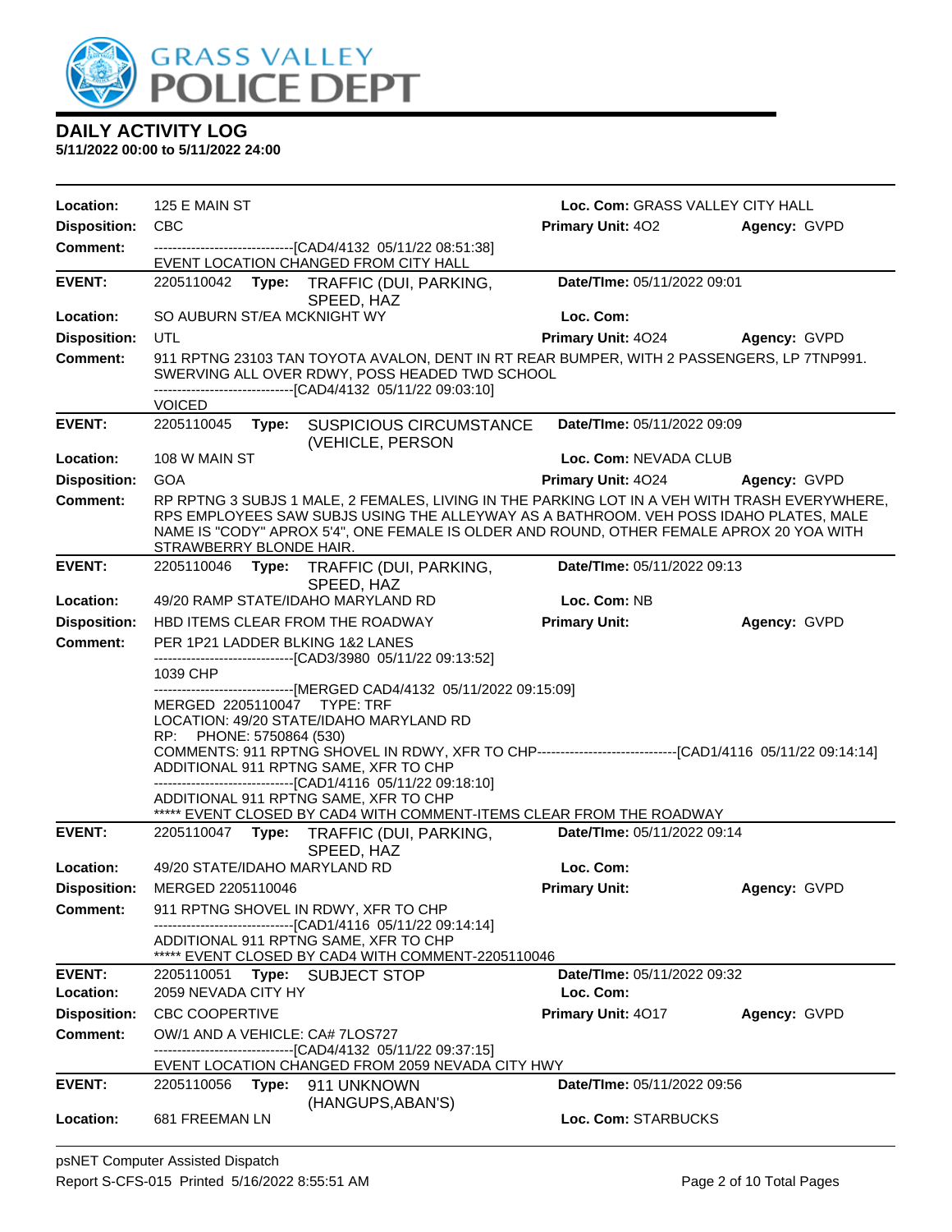# DAILY ACTIVITY LOG

**5/11/2022 00:00 to 5/11/2022 24:00**

| | | | |
|---|---|---|---|
| **Location:** | 125 E MAIN ST | **Loc. Com:** GRASS VALLEY CITY HALL | |
| **Disposition:** | CBC | **Primary Unit:** 4O2 | **Agency:** GVPD |
| **Comment:** | ------------------------------[CAD4/4132 05/11/22 08:51:38] EVENT LOCATION CHANGED FROM CITY HALL | | |

| | | | |
|---|---|---|---|
| **EVENT:** | 2205110042 **Type:** TRAFFIC (DUI, PARKING, SPEED, HAZ | **Date/TIme:** 05/11/2022 09:01 | |
| **Location:** | SO AUBURN ST/EA MCKNIGHT WY | **Loc. Com:** | |
| **Disposition:** | UTL | **Primary Unit:** 4O24 | **Agency:** GVPD |
| **Comment:** | 911 RPTNG 23103 TAN TOYOTA AVALON, DENT IN RT REAR BUMPER, WITH 2 PASSENGERS, LP 7TNP991. SWERVING ALL OVER RDWY, POSS HEADED TWD SCHOOL ------------------------------[CAD4/4132 05/11/22 09:03:10] VOICED | | |

| | | | |
|---|---|---|---|
| **EVENT:** | 2205110045 **Type:** SUSPICIOUS CIRCUMSTANCE (VEHICLE, PERSON | **Date/TIme:** 05/11/2022 09:09 | |
| **Location:** | 108 W MAIN ST | **Loc. Com:** NEVADA CLUB | |
| **Disposition:** | GOA | **Primary Unit:** 4O24 | **Agency:** GVPD |
| **Comment:** | RP RPTNG 3 SUBJS 1 MALE, 2 FEMALES, LIVING IN THE PARKING LOT IN A VEH WITH TRASH EVERYWHERE, RPS EMPLOYEES SAW SUBJS USING THE ALLEYWAY AS A BATHROOM. VEH POSS IDAHO PLATES, MALE NAME IS "CODY" APROX 5'4", ONE FEMALE IS OLDER AND ROUND, OTHER FEMALE APROX 20 YOA WITH STRAWBERRY BLONDE HAIR. | | |

| | | | |
|---|---|---|---|
| **EVENT:** | 2205110046 **Type:** TRAFFIC (DUI, PARKING, SPEED, HAZ | **Date/TIme:** 05/11/2022 09:13 | |
| **Location:** | 49/20 RAMP STATE/IDAHO MARYLAND RD | **Loc. Com:** NB | |
| **Disposition:** | HBD ITEMS CLEAR FROM THE ROADWAY | **Primary Unit:** | **Agency:** GVPD |
| **Comment:** | PER 1P21 LADDER BLKING 1&2 LANES ------------------------------[CAD3/3980 05/11/22 09:13:52] 1039 CHP ------------------------------[MERGED CAD4/4132 05/11/2022 09:15:09] MERGED 2205110047 TYPE: TRF LOCATION: 49/20 STATE/IDAHO MARYLAND RD RP: PHONE: 5750864 (530) COMMENTS: 911 RPTNG SHOVEL IN RDWY, XFR TO CHP------------------------------[CAD1/4116 05/11/22 09:14:14] ADDITIONAL 911 RPTNG SAME, XFR TO CHP ------------------------------[CAD1/4116 05/11/22 09:18:10] ADDITIONAL 911 RPTNG SAME, XFR TO CHP ***** EVENT CLOSED BY CAD4 WITH COMMENT-ITEMS CLEAR FROM THE ROADWAY | | |

| | | | |
|---|---|---|---|
| **EVENT:** | 2205110047 **Type:** TRAFFIC (DUI, PARKING, SPEED, HAZ | **Date/TIme:** 05/11/2022 09:14 | |
| **Location:** | 49/20 STATE/IDAHO MARYLAND RD | **Loc. Com:** | |
| **Disposition:** | MERGED 2205110046 | **Primary Unit:** | **Agency:** GVPD |
| **Comment:** | 911 RPTNG SHOVEL IN RDWY, XFR TO CHP ------------------------------[CAD1/4116 05/11/22 09:14:14] ADDITIONAL 911 RPTNG SAME, XFR TO CHP ***** EVENT CLOSED BY CAD4 WITH COMMENT-2205110046 | | |

| | | | |
|---|---|---|---|
| **EVENT:** | 2205110051 **Type:** SUBJECT STOP | **Date/TIme:** 05/11/2022 09:32 | |
| **Location:** | 2059 NEVADA CITY HY | **Loc. Com:** | |
| **Disposition:** | CBC COOPERTIVE | **Primary Unit:** 4O17 | **Agency:** GVPD |
| **Comment:** | OW/1 AND A VEHICLE: CA# 7LOS727 ------------------------------[CAD4/4132 05/11/22 09:37:15] EVENT LOCATION CHANGED FROM 2059 NEVADA CITY HWY | | |

| | | | |
|---|---|---|---|
| **EVENT:** | 2205110056 **Type:** 911 UNKNOWN (HANGUPS,ABAN'S) | **Date/TIme:** 05/11/2022 09:56 | |
| **Location:** | 681 FREEMAN LN | **Loc. Com:** STARBUCKS | |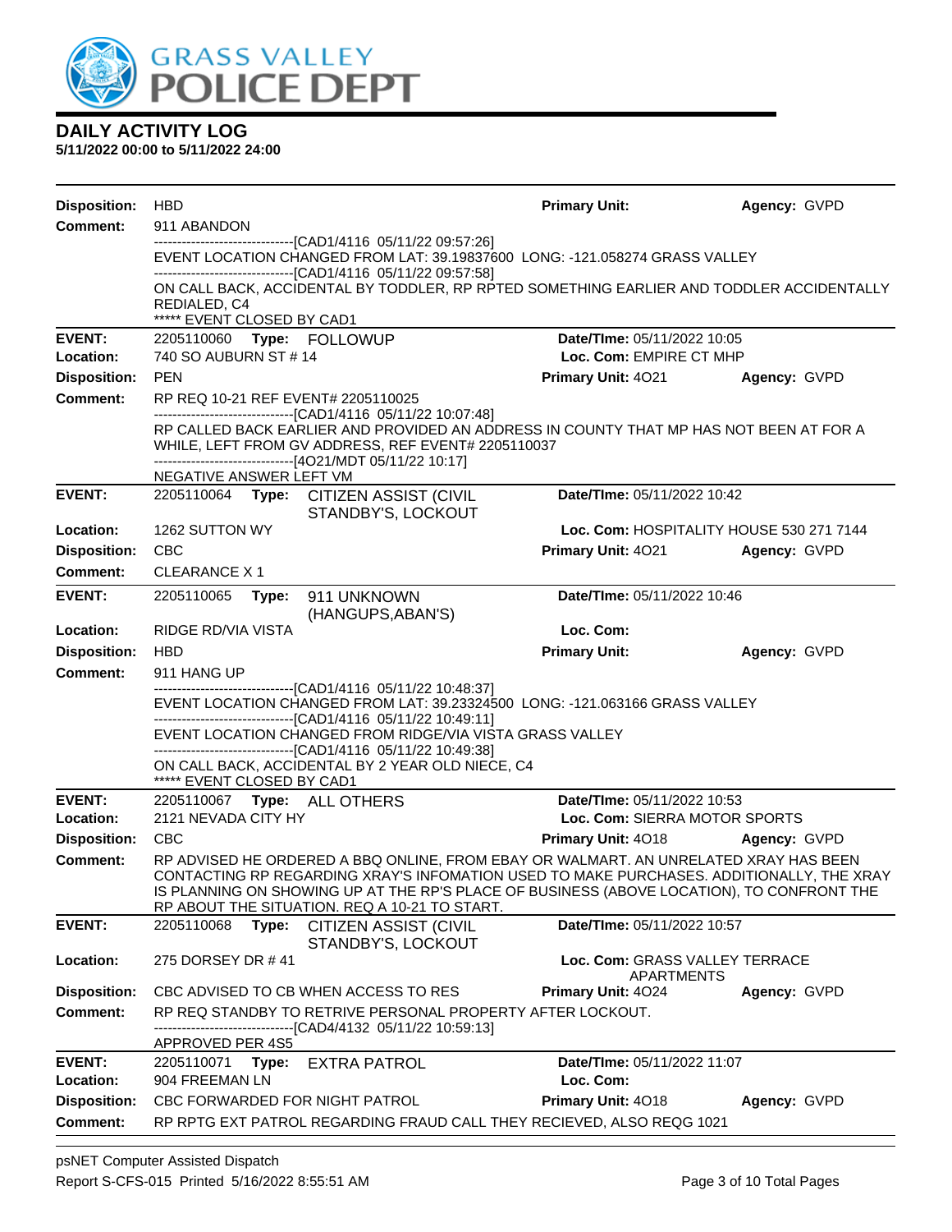# GRASS VALLEY POLICE DEPT

## DAILY ACTIVITY LOG

**5/11/2022 00:00 to 5/11/2022 24:00**

**Disposition:** HBD **Primary Unit:** **Agency:** GVPD
**Comment:** 911 ABANDON
------------------------------[CAD1/4116 05/11/22 09:57:26]
EVENT LOCATION CHANGED FROM LAT: 39.19837600 LONG: -121.058274 GRASS VALLEY
------------------------------[CAD1/4116 05/11/22 09:57:58]
ON CALL BACK, ACCIDENTAL BY TODDLER, RP RPTED SOMETHING EARLIER AND TODDLER ACCIDENTALLY REDIALED, C4
***** EVENT CLOSED BY CAD1

---

**EVENT:** 2205110060 **Type:** FOLLOWUP **Date/TIme:** 05/11/2022 10:05
**Location:** 740 SO AUBURN ST # 14 **Loc. Com:** EMPIRE CT MHP
**Disposition:** PEN **Primary Unit:** 4O21 **Agency:** GVPD
**Comment:** RP REQ 10-21 REF EVENT# 2205110025
------------------------------[CAD1/4116 05/11/22 10:07:48]
RP CALLED BACK EARLIER AND PROVIDED AN ADDRESS IN COUNTY THAT MP HAS NOT BEEN AT FOR A WHILE, LEFT FROM GV ADDRESS, REF EVENT# 2205110037
------------------------------[4O21/MDT 05/11/22 10:17]
NEGATIVE ANSWER LEFT VM

---

**EVENT:** 2205110064 **Type:** CITIZEN ASSIST (CIVIL STANDBY'S, LOCKOUT **Date/TIme:** 05/11/2022 10:42
**Location:** 1262 SUTTON WY **Loc. Com:** HOSPITALITY HOUSE 530 271 7144
**Disposition:** CBC **Primary Unit:** 4O21 **Agency:** GVPD
**Comment:** CLEARANCE X 1

---

**EVENT:** 2205110065 **Type:** 911 UNKNOWN (HANGUPS,ABAN'S) **Date/TIme:** 05/11/2022 10:46
**Location:** RIDGE RD/VIA VISTA **Loc. Com:**
**Disposition:** HBD **Primary Unit:** **Agency:** GVPD
**Comment:** 911 HANG UP
------------------------------[CAD1/4116 05/11/22 10:48:37]
EVENT LOCATION CHANGED FROM LAT: 39.23324500 LONG: -121.063166 GRASS VALLEY
------------------------------[CAD1/4116 05/11/22 10:49:11]
EVENT LOCATION CHANGED FROM RIDGE/VIA VISTA GRASS VALLEY
------------------------------[CAD1/4116 05/11/22 10:49:38]
ON CALL BACK, ACCIDENTAL BY 2 YEAR OLD NIECE, C4
***** EVENT CLOSED BY CAD1

---

**EVENT:** 2205110067 **Type:** ALL OTHERS **Date/TIme:** 05/11/2022 10:53
**Location:** 2121 NEVADA CITY HY **Loc. Com:** SIERRA MOTOR SPORTS
**Disposition:** CBC **Primary Unit:** 4O18 **Agency:** GVPD
**Comment:** RP ADVISED HE ORDERED A BBQ ONLINE, FROM EBAY OR WALMART. AN UNRELATED XRAY HAS BEEN CONTACTING RP REGARDING XRAY'S INFOMATION USED TO MAKE PURCHASES. ADDITIONALLY, THE XRAY IS PLANNING ON SHOWING UP AT THE RP'S PLACE OF BUSINESS (ABOVE LOCATION), TO CONFRONT THE RP ABOUT THE SITUATION. REQ A 10-21 TO START.

---

**EVENT:** 2205110068 **Type:** CITIZEN ASSIST (CIVIL STANDBY'S, LOCKOUT **Date/TIme:** 05/11/2022 10:57
**Location:** 275 DORSEY DR # 41 **Loc. Com:** GRASS VALLEY TERRACE APARTMENTS
**Disposition:** CBC ADVISED TO CB WHEN ACCESS TO RES **Primary Unit:** 4O24 **Agency:** GVPD
**Comment:** RP REQ STANDBY TO RETRIVE PERSONAL PROPERTY AFTER LOCKOUT.
------------------------------[CAD4/4132 05/11/22 10:59:13]
APPROVED PER 4S5

---

**EVENT:** 2205110071 **Type:** EXTRA PATROL **Date/TIme:** 05/11/2022 11:07
**Location:** 904 FREEMAN LN **Loc. Com:**
**Disposition:** CBC FORWARDED FOR NIGHT PATROL **Primary Unit:** 4O18 **Agency:** GVPD
**Comment:** RP RPTG EXT PATROL REGARDING FRAUD CALL THEY RECIEVED, ALSO REQG 1021

---

psNET Computer Assisted Dispatch
Report S-CFS-015 Printed 5/16/2022 8:55:51 AM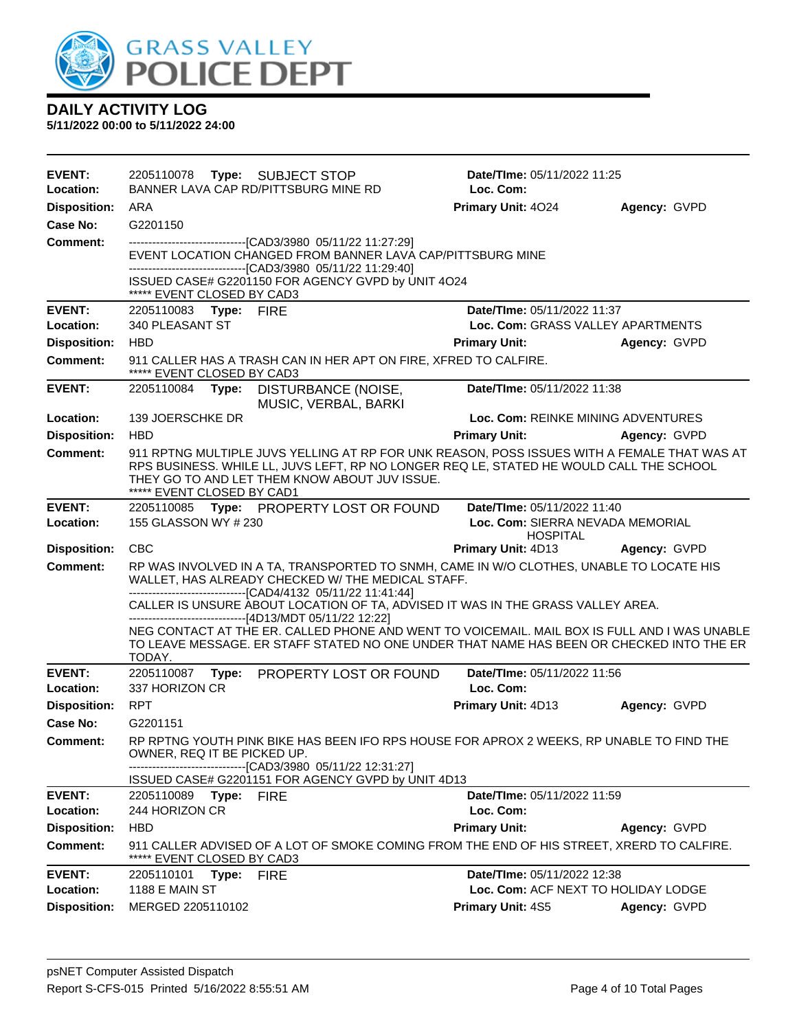# DAILY ACTIVITY LOG

**5/11/2022 00:00 to 5/11/2022 24:00**

---

**EVENT:** 2205110078 **Type:** SUBJECT STOP **Date/TIme:** 05/11/2022 11:25
**Location:** BANNER LAVA CAP RD/PITTSBURG MINE RD **Loc. Com:**
**Disposition:** ARA **Primary Unit:** 4O24 **Agency:** GVPD
**Case No:** G2201150
**Comment:**
------------------------------[CAD3/3980 05/11/22 11:27:29]
EVENT LOCATION CHANGED FROM BANNER LAVA CAP/PITTSBURG MINE
------------------------------[CAD3/3980 05/11/22 11:29:40]
ISSUED CASE# G2201150 FOR AGENCY GVPD by UNIT 4O24
***** EVENT CLOSED BY CAD3

---

**EVENT:** 2205110083 **Type:** FIRE **Date/TIme:** 05/11/2022 11:37
**Location:** 340 PLEASANT ST **Loc. Com:** GRASS VALLEY APARTMENTS
**Disposition:** HBD **Primary Unit:** **Agency:** GVPD
**Comment:** 911 CALLER HAS A TRASH CAN IN HER APT ON FIRE, XFRED TO CALFIRE.
***** EVENT CLOSED BY CAD3

---

**EVENT:** 2205110084 **Type:** DISTURBANCE (NOISE, MUSIC, VERBAL, BARKI **Date/TIme:** 05/11/2022 11:38
**Location:** 139 JOERSCHKE DR **Loc. Com:** REINKE MINING ADVENTURES
**Disposition:** HBD **Primary Unit:** **Agency:** GVPD
**Comment:** 911 RPTNG MULTIPLE JUVS YELLING AT RP FOR UNK REASON, POSS ISSUES WITH A FEMALE THAT WAS AT RPS BUSINESS. WHILE LL, JUVS LEFT, RP NO LONGER REQ LE, STATED HE WOULD CALL THE SCHOOL THEY GO TO AND LET THEM KNOW ABOUT JUV ISSUE.
***** EVENT CLOSED BY CAD1

---

**EVENT:** 2205110085 **Type:** PROPERTY LOST OR FOUND **Date/TIme:** 05/11/2022 11:40
**Location:** 155 GLASSON WY # 230 **Loc. Com:** SIERRA NEVADA MEMORIAL HOSPITAL
**Disposition:** CBC **Primary Unit:** 4D13 **Agency:** GVPD
**Comment:** RP WAS INVOLVED IN A TA, TRANSPORTED TO SNMH, CAME IN W/O CLOTHES, UNABLE TO LOCATE HIS WALLET, HAS ALREADY CHECKED W/ THE MEDICAL STAFF.
------------------------------[CAD4/4132 05/11/22 11:41:44]
CALLER IS UNSURE ABOUT LOCATION OF TA, ADVISED IT WAS IN THE GRASS VALLEY AREA.
------------------------------[4D13/MDT 05/11/22 12:22]
NEG CONTACT AT THE ER. CALLED PHONE AND WENT TO VOICEMAIL. MAIL BOX IS FULL AND I WAS UNABLE TO LEAVE MESSAGE. ER STAFF STATED NO ONE UNDER THAT NAME HAS BEEN OR CHECKED INTO THE ER TODAY.

---

**EVENT:** 2205110087 **Type:** PROPERTY LOST OR FOUND **Date/TIme:** 05/11/2022 11:56
**Location:** 337 HORIZON CR **Loc. Com:**
**Disposition:** RPT **Primary Unit:** 4D13 **Agency:** GVPD
**Case No:** G2201151
**Comment:** RP RPTNG YOUTH PINK BIKE HAS BEEN IFO RPS HOUSE FOR APROX 2 WEEKS, RP UNABLE TO FIND THE OWNER, REQ IT BE PICKED UP.
------------------------------[CAD3/3980 05/11/22 12:31:27]
ISSUED CASE# G2201151 FOR AGENCY GVPD by UNIT 4D13

---

**EVENT:** 2205110089 **Type:** FIRE **Date/TIme:** 05/11/2022 11:59
**Location:** 244 HORIZON CR **Loc. Com:**
**Disposition:** HBD **Primary Unit:** **Agency:** GVPD
**Comment:** 911 CALLER ADVISED OF A LOT OF SMOKE COMING FROM THE END OF HIS STREET, XRERD TO CALFIRE.
***** EVENT CLOSED BY CAD3

---

**EVENT:** 2205110101 **Type:** FIRE **Date/TIme:** 05/11/2022 12:38
**Location:** 1188 E MAIN ST **Loc. Com:** ACF NEXT TO HOLIDAY LODGE
**Disposition:** MERGED 2205110102 **Primary Unit:** 4S5 **Agency:** GVPD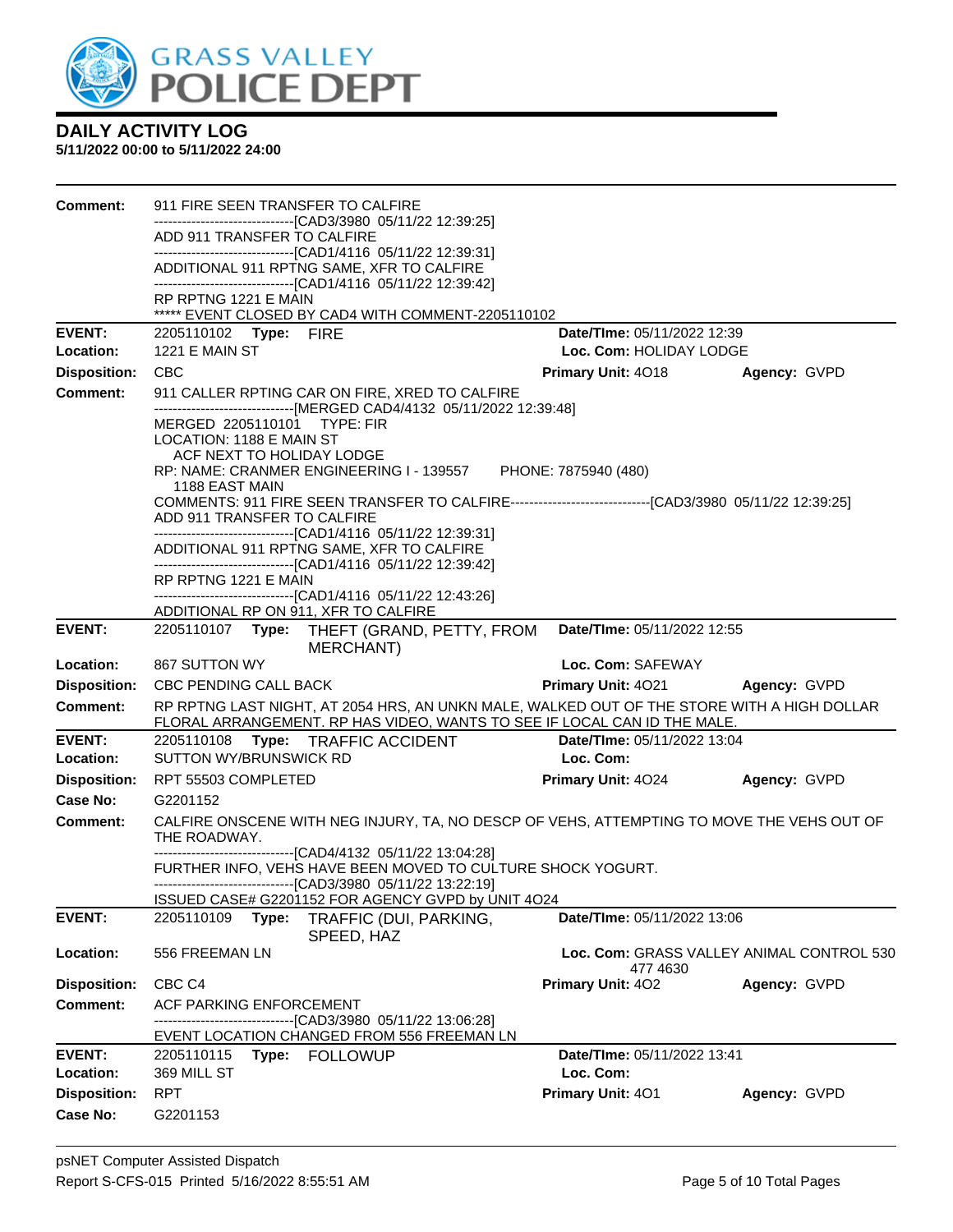# GRASS VALLEY POLICE DEPT

## DAILY ACTIVITY LOG
**5/11/2022 00:00 to 5/11/2022 24:00**

**Comment:** 911 FIRE SEEN TRANSFER TO CALFIRE
------------------------------[CAD3/3980 05/11/22 12:39:25]
ADD 911 TRANSFER TO CALFIRE
------------------------------[CAD1/4116 05/11/22 12:39:31]
ADDITIONAL 911 RPTNG SAME, XFR TO CALFIRE
------------------------------[CAD1/4116 05/11/22 12:39:42]
RP RPTNG 1221 E MAIN
***** EVENT CLOSED BY CAD4 WITH COMMENT-2205110102

---

**EVENT:** 2205110102 **Type:** FIRE **Date/TIme:** 05/11/2022 12:39
**Location:** 1221 E MAIN ST **Loc. Com:** HOLIDAY LODGE
**Disposition:** CBC **Primary Unit:** 4O18 **Agency:** GVPD
**Comment:** 911 CALLER RPTING CAR ON FIRE, XRED TO CALFIRE
------------------------------[MERGED CAD4/4132 05/11/2022 12:39:48]
MERGED 2205110101 TYPE: FIR
LOCATION: 1188 E MAIN ST
ACF NEXT TO HOLIDAY LODGE
RP: NAME: CRANMER ENGINEERING I - 139557 PHONE: 7875940 (480)
1188 EAST MAIN
COMMENTS: 911 FIRE SEEN TRANSFER TO CALFIRE------------------------------[CAD3/3980 05/11/22 12:39:25]
ADD 911 TRANSFER TO CALFIRE
------------------------------[CAD1/4116 05/11/22 12:39:31]
ADDITIONAL 911 RPTNG SAME, XFR TO CALFIRE
------------------------------[CAD1/4116 05/11/22 12:39:42]
RP RPTNG 1221 E MAIN
------------------------------[CAD1/4116 05/11/22 12:43:26]
ADDITIONAL RP ON 911, XFR TO CALFIRE

---

**EVENT:** 2205110107 **Type:** THEFT (GRAND, PETTY, FROM MERCHANT) **Date/TIme:** 05/11/2022 12:55
**Location:** 867 SUTTON WY **Loc. Com:** SAFEWAY
**Disposition:** CBC PENDING CALL BACK **Primary Unit:** 4O21 **Agency:** GVPD
**Comment:** RP RPTNG LAST NIGHT, AT 2054 HRS, AN UNKN MALE, WALKED OUT OF THE STORE WITH A HIGH DOLLAR FLORAL ARRANGEMENT. RP HAS VIDEO, WANTS TO SEE IF LOCAL CAN ID THE MALE.

---

**EVENT:** 2205110108 **Type:** TRAFFIC ACCIDENT **Date/TIme:** 05/11/2022 13:04
**Location:** SUTTON WY/BRUNSWICK RD **Loc. Com:**
**Disposition:** RPT 55503 COMPLETED **Primary Unit:** 4O24 **Agency:** GVPD
**Case No:** G2201152
**Comment:** CALFIRE ONSCENE WITH NEG INJURY, TA, NO DESCP OF VEHS, ATTEMPTING TO MOVE THE VEHS OUT OF THE ROADWAY.
------------------------------[CAD4/4132 05/11/22 13:04:28]
FURTHER INFO, VEHS HAVE BEEN MOVED TO CULTURE SHOCK YOGURT.
------------------------------[CAD3/3980 05/11/22 13:22:19]
ISSUED CASE# G2201152 FOR AGENCY GVPD by UNIT 4O24

---

**EVENT:** 2205110109 **Type:** TRAFFIC (DUI, PARKING, SPEED, HAZ **Date/TIme:** 05/11/2022 13:06
**Location:** 556 FREEMAN LN **Loc. Com:** GRASS VALLEY ANIMAL CONTROL 530 477 4630
**Disposition:** CBC C4 **Primary Unit:** 4O2 **Agency:** GVPD
**Comment:** ACF PARKING ENFORCEMENT
------------------------------[CAD3/3980 05/11/22 13:06:28]
EVENT LOCATION CHANGED FROM 556 FREEMAN LN

---

**EVENT:** 2205110115 **Type:** FOLLOWUP **Date/TIme:** 05/11/2022 13:41
**Location:** 369 MILL ST **Loc. Com:**
**Disposition:** RPT **Primary Unit:** 4O1 **Agency:** GVPD
**Case No:** G2201153

psNET Computer Assisted Dispatch
Report S-CFS-015 Printed 5/16/2022 8:55:51 AM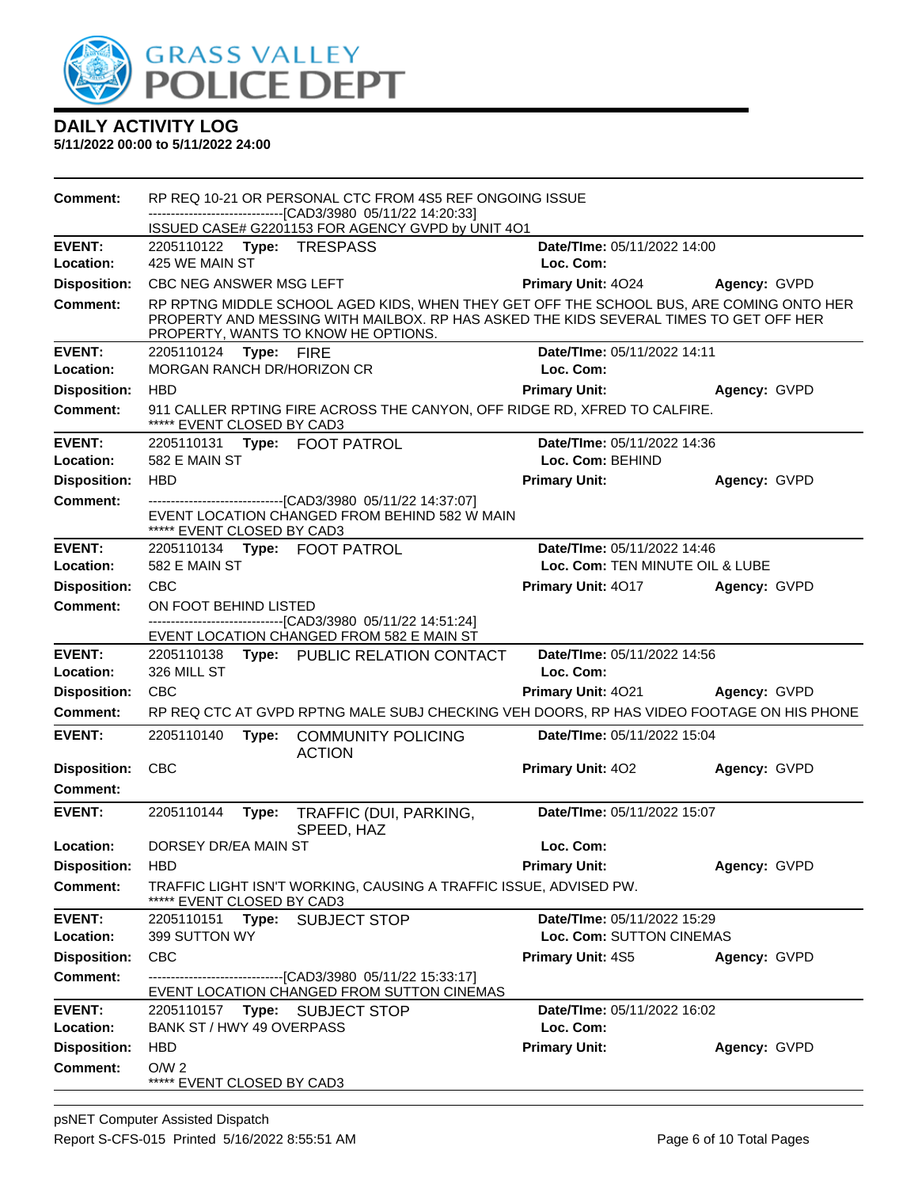# DAILY ACTIVITY LOG

**5/11/2022 00:00 to 5/11/2022 24:00**

**Comment:** RP REQ 10-21 OR PERSONAL CTC FROM 4S5 REF ONGOING ISSUE
------------------------------[CAD3/3980 05/11/22 14:20:33]
ISSUED CASE# G2201153 FOR AGENCY GVPD by UNIT 4O1

---

**EVENT:** 2205110122 **Type:** TRESPASS **Date/TIme:** 05/11/2022 14:00
**Location:** 425 WE MAIN ST **Loc. Com:**
**Disposition:** CBC NEG ANSWER MSG LEFT **Primary Unit:** 4O24 **Agency:** GVPD
**Comment:** RP RPTNG MIDDLE SCHOOL AGED KIDS, WHEN THEY GET OFF THE SCHOOL BUS, ARE COMING ONTO HER PROPERTY AND MESSING WITH MAILBOX. RP HAS ASKED THE KIDS SEVERAL TIMES TO GET OFF HER PROPERTY, WANTS TO KNOW HE OPTIONS.

---

**EVENT:** 2205110124 **Type:** FIRE **Date/TIme:** 05/11/2022 14:11
**Location:** MORGAN RANCH DR/HORIZON CR **Loc. Com:**
**Disposition:** HBD **Primary Unit:** **Agency:** GVPD
**Comment:** 911 CALLER RPTING FIRE ACROSS THE CANYON, OFF RIDGE RD, XFRED TO CALFIRE.
***** EVENT CLOSED BY CAD3

---

**EVENT:** 2205110131 **Type:** FOOT PATROL **Date/TIme:** 05/11/2022 14:36
**Location:** 582 E MAIN ST **Loc. Com:** BEHIND
**Disposition:** HBD **Primary Unit:** **Agency:** GVPD
**Comment:** ------------------------------[CAD3/3980 05/11/22 14:37:07]
EVENT LOCATION CHANGED FROM BEHIND 582 W MAIN
***** EVENT CLOSED BY CAD3

---

**EVENT:** 2205110134 **Type:** FOOT PATROL **Date/TIme:** 05/11/2022 14:46
**Location:** 582 E MAIN ST **Loc. Com:** TEN MINUTE OIL & LUBE
**Disposition:** CBC **Primary Unit:** 4O17 **Agency:** GVPD
**Comment:** ON FOOT BEHIND LISTED
------------------------------[CAD3/3980 05/11/22 14:51:24]
EVENT LOCATION CHANGED FROM 582 E MAIN ST

---

**EVENT:** 2205110138 **Type:** PUBLIC RELATION CONTACT **Date/TIme:** 05/11/2022 14:56
**Location:** 326 MILL ST **Loc. Com:**
**Disposition:** CBC **Primary Unit:** 4O21 **Agency:** GVPD
**Comment:** RP REQ CTC AT GVPD RPTNG MALE SUBJ CHECKING VEH DOORS, RP HAS VIDEO FOOTAGE ON HIS PHONE

---

**EVENT:** 2205110140 **Type:** COMMUNITY POLICING ACTION **Date/TIme:** 05/11/2022 15:04
**Disposition:** CBC **Primary Unit:** 4O2 **Agency:** GVPD
**Comment:**

---

**EVENT:** 2205110144 **Type:** TRAFFIC (DUI, PARKING, SPEED, HAZ **Date/TIme:** 05/11/2022 15:07
**Location:** DORSEY DR/EA MAIN ST **Loc. Com:**
**Disposition:** HBD **Primary Unit:** **Agency:** GVPD
**Comment:** TRAFFIC LIGHT ISN'T WORKING, CAUSING A TRAFFIC ISSUE, ADVISED PW.
***** EVENT CLOSED BY CAD3

---

**EVENT:** 2205110151 **Type:** SUBJECT STOP **Date/TIme:** 05/11/2022 15:29
**Location:** 399 SUTTON WY **Loc. Com:** SUTTON CINEMAS
**Disposition:** CBC **Primary Unit:** 4S5 **Agency:** GVPD
**Comment:** ------------------------------[CAD3/3980 05/11/22 15:33:17]
EVENT LOCATION CHANGED FROM SUTTON CINEMAS

---

**EVENT:** 2205110157 **Type:** SUBJECT STOP **Date/TIme:** 05/11/2022 16:02
**Location:** BANK ST / HWY 49 OVERPASS **Loc. Com:**
**Disposition:** HBD **Primary Unit:** **Agency:** GVPD
**Comment:** O/W 2
***** EVENT CLOSED BY CAD3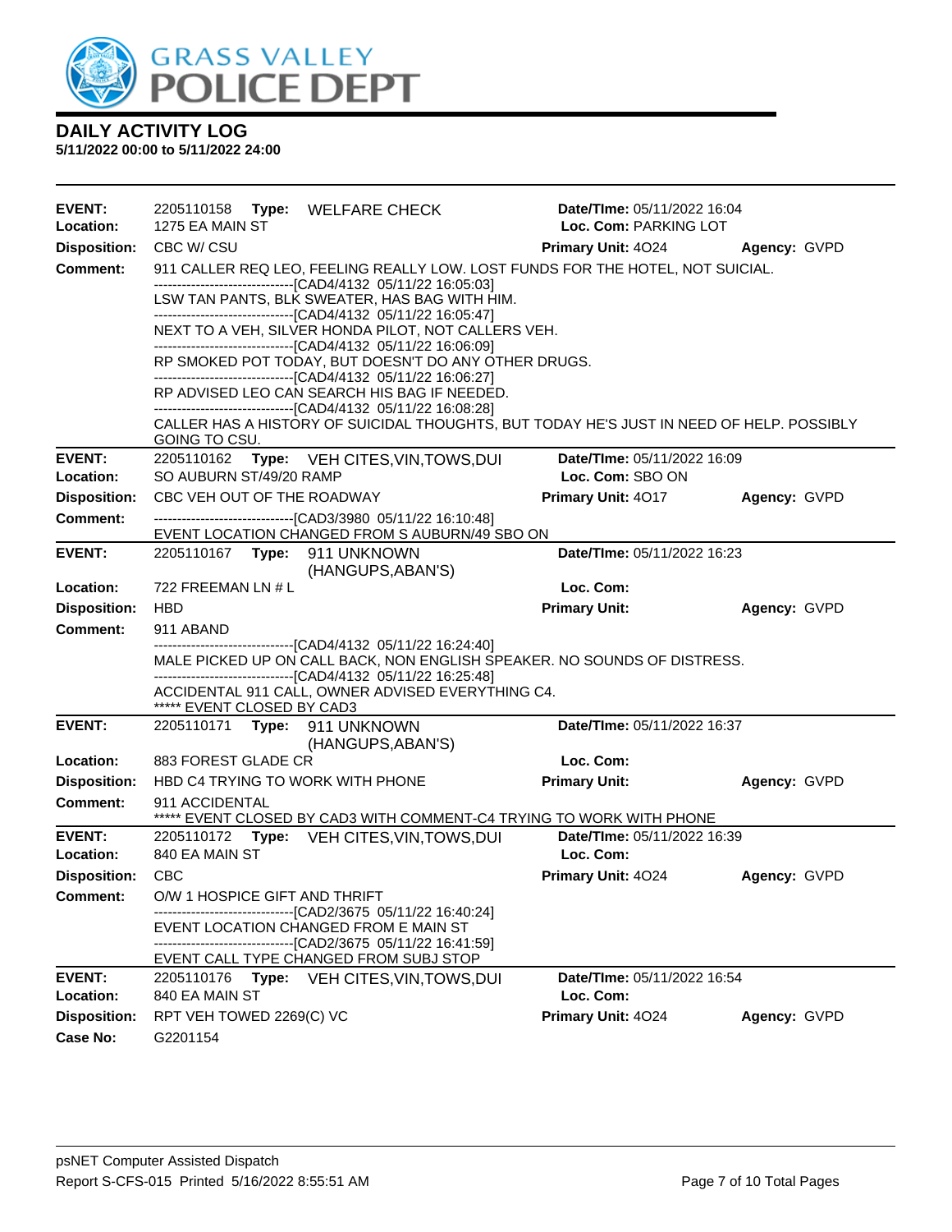# GRASS VALLEY POLICE DEPT

## DAILY ACTIVITY LOG

**5/11/2022 00:00 to 5/11/2022 24:00**

---

**EVENT:** 2205110158 **Type:** WELFARE CHECK **Date/TIme:** 05/11/2022 16:04
**Location:** 1275 EA MAIN ST **Loc. Com:** PARKING LOT
**Disposition:** CBC W/ CSU **Primary Unit:** 4O24 **Agency:** GVPD
**Comment:** 911 CALLER REQ LEO, FEELING REALLY LOW. LOST FUNDS FOR THE HOTEL, NOT SUICIAL.
------------------------------[CAD4/4132 05/11/22 16:05:03]
LSW TAN PANTS, BLK SWEATER, HAS BAG WITH HIM.
------------------------------[CAD4/4132 05/11/22 16:05:47]
NEXT TO A VEH, SILVER HONDA PILOT, NOT CALLERS VEH.
------------------------------[CAD4/4132 05/11/22 16:06:09]
RP SMOKED POT TODAY, BUT DOESN'T DO ANY OTHER DRUGS.
------------------------------[CAD4/4132 05/11/22 16:06:27]
RP ADVISED LEO CAN SEARCH HIS BAG IF NEEDED.
------------------------------[CAD4/4132 05/11/22 16:08:28]
CALLER HAS A HISTORY OF SUICIDAL THOUGHTS, BUT TODAY HE'S JUST IN NEED OF HELP. POSSIBLY GOING TO CSU.

---

**EVENT:** 2205110162 **Type:** VEH CITES,VIN,TOWS,DUI **Date/TIme:** 05/11/2022 16:09
**Location:** SO AUBURN ST/49/20 RAMP **Loc. Com:** SBO ON
**Disposition:** CBC VEH OUT OF THE ROADWAY **Primary Unit:** 4O17 **Agency:** GVPD
**Comment:** ------------------------------[CAD3/3980 05/11/22 16:10:48]
EVENT LOCATION CHANGED FROM S AUBURN/49 SBO ON

---

**EVENT:** 2205110167 **Type:** 911 UNKNOWN (HANGUPS,ABAN'S) **Date/TIme:** 05/11/2022 16:23
**Location:** 722 FREEMAN LN # L **Loc. Com:**
**Disposition:** HBD **Primary Unit:** **Agency:** GVPD
**Comment:** 911 ABAND
------------------------------[CAD4/4132 05/11/22 16:24:40]
MALE PICKED UP ON CALL BACK, NON ENGLISH SPEAKER. NO SOUNDS OF DISTRESS.
------------------------------[CAD4/4132 05/11/22 16:25:48]
ACCIDENTAL 911 CALL, OWNER ADVISED EVERYTHING C4.
***** EVENT CLOSED BY CAD3

---

**EVENT:** 2205110171 **Type:** 911 UNKNOWN (HANGUPS,ABAN'S) **Date/TIme:** 05/11/2022 16:37
**Location:** 883 FOREST GLADE CR **Loc. Com:**
**Disposition:** HBD C4 TRYING TO WORK WITH PHONE **Primary Unit:** **Agency:** GVPD
**Comment:** 911 ACCIDENTAL
***** EVENT CLOSED BY CAD3 WITH COMMENT-C4 TRYING TO WORK WITH PHONE

---

**EVENT:** 2205110172 **Type:** VEH CITES,VIN,TOWS,DUI **Date/TIme:** 05/11/2022 16:39
**Location:** 840 EA MAIN ST **Loc. Com:**
**Disposition:** CBC **Primary Unit:** 4O24 **Agency:** GVPD
**Comment:** O/W 1 HOSPICE GIFT AND THRIFT
------------------------------[CAD2/3675 05/11/22 16:40:24]
EVENT LOCATION CHANGED FROM E MAIN ST
------------------------------[CAD2/3675 05/11/22 16:41:59]
EVENT CALL TYPE CHANGED FROM SUBJ STOP

---

**EVENT:** 2205110176 **Type:** VEH CITES,VIN,TOWS,DUI **Date/TIme:** 05/11/2022 16:54
**Location:** 840 EA MAIN ST **Loc. Com:**
**Disposition:** RPT VEH TOWED 2269(C) VC **Primary Unit:** 4O24 **Agency:** GVPD
**Case No:** G2201154

---

psNET Computer Assisted Dispatch
Report S-CFS-015 Printed 5/16/2022 8:55:51 AM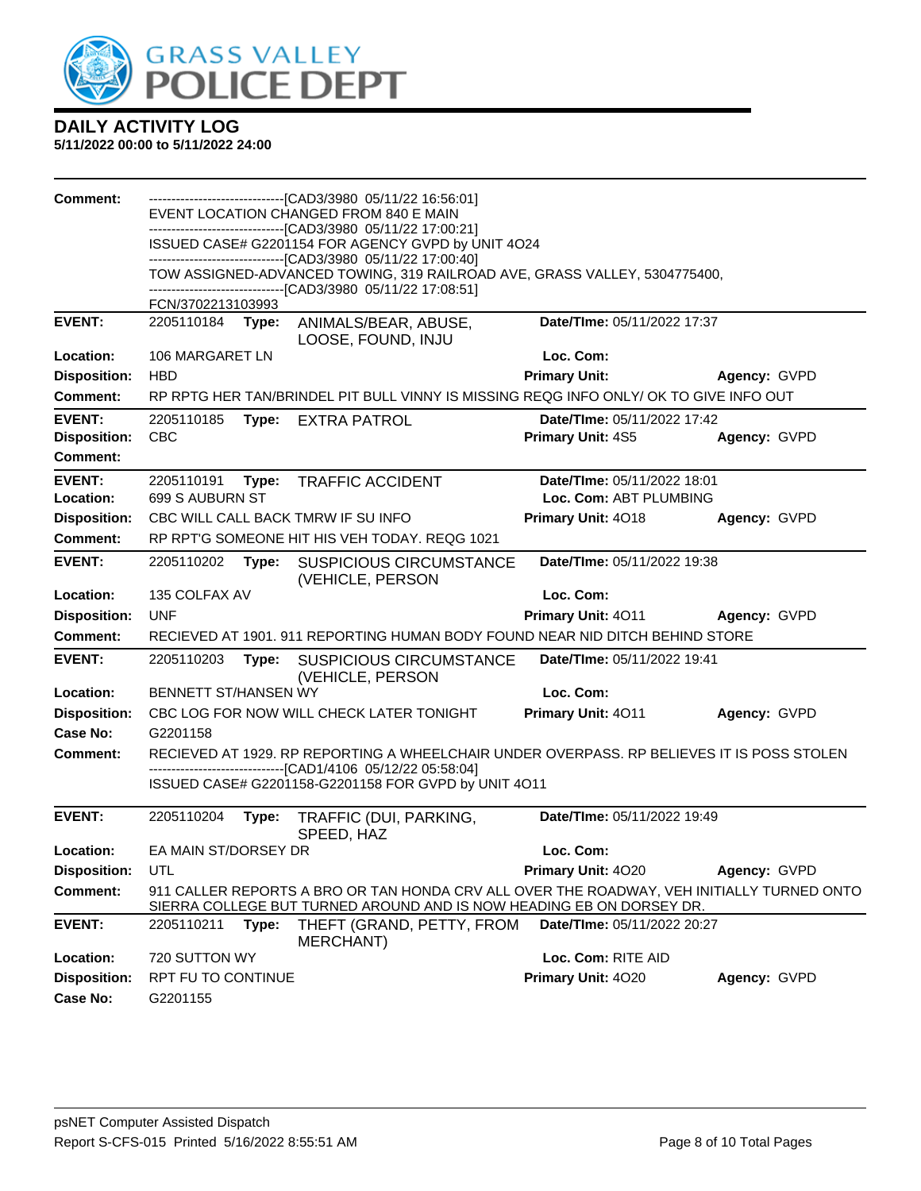# DAILY ACTIVITY LOG

**5/11/2022 00:00 to 5/11/2022 24:00**

| | | | | |
|---|---|---|---|---|
| **Comment:** | ------------------------------[CAD3/3980 05/11/22 16:56:01] EVENT LOCATION CHANGED FROM 840 E MAIN ------------------------------[CAD3/3980 05/11/22 17:00:21] ISSUED CASE# G2201154 FOR AGENCY GVPD by UNIT 4O24 ------------------------------[CAD3/3980 05/11/22 17:00:40] TOW ASSIGNED-ADVANCED TOWING, 319 RAILROAD AVE, GRASS VALLEY, 5304775400, ------------------------------[CAD3/3980 05/11/22 17:08:51] FCN/3702213103993 | | | |
| **EVENT:** | 2205110184 **Type:** ANIMALS/BEAR, ABUSE, LOOSE, FOUND, INJU | **Date/TIme:** 05/11/2022 17:37 | | |
| **Location:** | 106 MARGARET LN | **Loc. Com:** | | |
| **Disposition:** | HBD | **Primary Unit:** | **Agency:** GVPD | |
| **Comment:** | RP RPTG HER TAN/BRINDEL PIT BULL VINNY IS MISSING REQG INFO ONLY/ OK TO GIVE INFO OUT | | | |
| **EVENT:** | 2205110185 **Type:** EXTRA PATROL | **Date/TIme:** 05/11/2022 17:42 | | |
| **Disposition:** | CBC | **Primary Unit:** 4S5 | **Agency:** GVPD | |
| **Comment:** | | | | |
| **EVENT:** | 2205110191 **Type:** TRAFFIC ACCIDENT | **Date/TIme:** 05/11/2022 18:01 | | |
| **Location:** | 699 S AUBURN ST | **Loc. Com:** ABT PLUMBING | | |
| **Disposition:** | CBC WILL CALL BACK TMRW IF SU INFO | **Primary Unit:** 4O18 | **Agency:** GVPD | |
| **Comment:** | RP RPT'G SOMEONE HIT HIS VEH TODAY. REQG 1021 | | | |
| **EVENT:** | 2205110202 **Type:** SUSPICIOUS CIRCUMSTANCE (VEHICLE, PERSON | **Date/TIme:** 05/11/2022 19:38 | | |
| **Location:** | 135 COLFAX AV | **Loc. Com:** | | |
| **Disposition:** | UNF | **Primary Unit:** 4O11 | **Agency:** GVPD | |
| **Comment:** | RECIEVED AT 1901. 911 REPORTING HUMAN BODY FOUND NEAR NID DITCH BEHIND STORE | | | |
| **EVENT:** | 2205110203 **Type:** SUSPICIOUS CIRCUMSTANCE (VEHICLE, PERSON | **Date/TIme:** 05/11/2022 19:41 | | |
| **Location:** | BENNETT ST/HANSEN WY | **Loc. Com:** | | |
| **Disposition:** | CBC LOG FOR NOW WILL CHECK LATER TONIGHT | **Primary Unit:** 4O11 | **Agency:** GVPD | |
| **Case No:** | G2201158 | | | |
| **Comment:** | RECIEVED AT 1929. RP REPORTING A WHEELCHAIR UNDER OVERPASS. RP BELIEVES IT IS POSS STOLEN ------------------------------[CAD1/4106 05/12/22 05:58:04] ISSUED CASE# G2201158-G2201158 FOR GVPD by UNIT 4O11 | | | |
| **EVENT:** | 2205110204 **Type:** TRAFFIC (DUI, PARKING, SPEED, HAZ | **Date/TIme:** 05/11/2022 19:49 | | |
| **Location:** | EA MAIN ST/DORSEY DR | **Loc. Com:** | | |
| **Disposition:** | UTL | **Primary Unit:** 4O20 | **Agency:** GVPD | |
| **Comment:** | 911 CALLER REPORTS A BRO OR TAN HONDA CRV ALL OVER THE ROADWAY, VEH INITIALLY TURNED ONTO SIERRA COLLEGE BUT TURNED AROUND AND IS NOW HEADING EB ON DORSEY DR. | | | |
| **EVENT:** | 2205110211 **Type:** THEFT (GRAND, PETTY, FROM MERCHANT) | **Date/TIme:** 05/11/2022 20:27 | | |
| **Location:** | 720 SUTTON WY | **Loc. Com:** RITE AID | | |
| **Disposition:** | RPT FU TO CONTINUE | **Primary Unit:** 4O20 | **Agency:** GVPD | |
| **Case No:** | G2201155 | | | |

psNET Computer Assisted Dispatch
Report S-CFS-015 Printed 5/16/2022 8:55:51 AM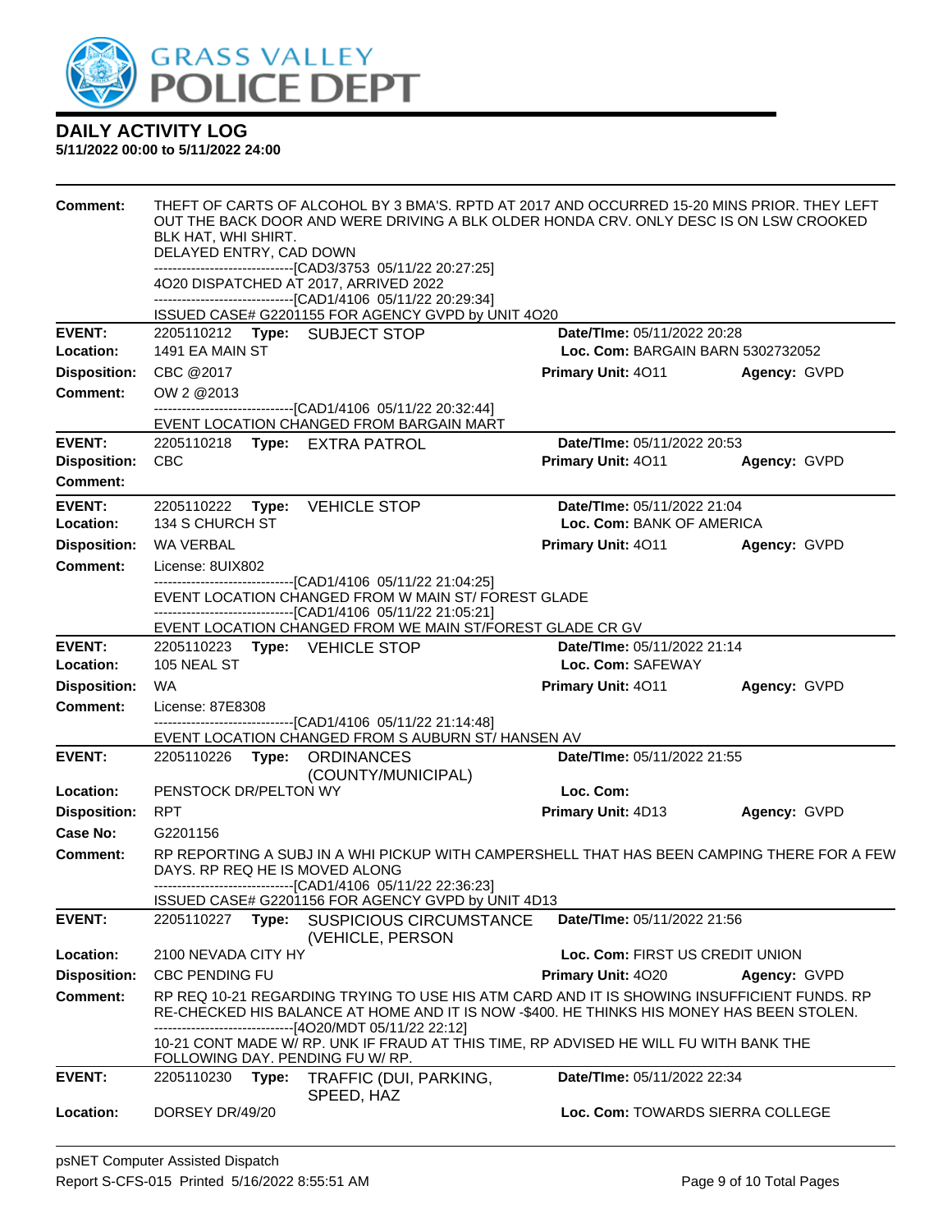# GRASS VALLEY POLICE DEPT

## DAILY ACTIVITY LOG

**5/11/2022 00:00 to 5/11/2022 24:00**

**Comment:** THEFT OF CARTS OF ALCOHOL BY 3 BMA'S. RPTD AT 2017 AND OCCURRED 15-20 MINS PRIOR. THEY LEFT OUT THE BACK DOOR AND WERE DRIVING A BLK OLDER HONDA CRV. ONLY DESC IS ON LSW CROOKED BLK HAT, WHI SHIRT.
DELAYED ENTRY, CAD DOWN
------------------------------[CAD3/3753 05/11/22 20:27:25]
4O20 DISPATCHED AT 2017, ARRIVED 2022
------------------------------[CAD1/4106 05/11/22 20:29:34]
ISSUED CASE# G2201155 FOR AGENCY GVPD by UNIT 4O20

---

**EVENT:** 2205110212 **Type:** SUBJECT STOP **Date/TIme:** 05/11/2022 20:28
**Location:** 1491 EA MAIN ST **Loc. Com:** BARGAIN BARN 5302732052
**Disposition:** CBC @2017 **Primary Unit:** 4O11 **Agency:** GVPD
**Comment:** OW 2 @2013
------------------------------[CAD1/4106 05/11/22 20:32:44]
EVENT LOCATION CHANGED FROM BARGAIN MART

---

**EVENT:** 2205110218 **Type:** EXTRA PATROL **Date/TIme:** 05/11/2022 20:53
**Disposition:** CBC **Primary Unit:** 4O11 **Agency:** GVPD
**Comment:**

---

**EVENT:** 2205110222 **Type:** VEHICLE STOP **Date/TIme:** 05/11/2022 21:04
**Location:** 134 S CHURCH ST **Loc. Com:** BANK OF AMERICA
**Disposition:** WA VERBAL **Primary Unit:** 4O11 **Agency:** GVPD
**Comment:** License: 8UIX802
------------------------------[CAD1/4106 05/11/22 21:04:25]
EVENT LOCATION CHANGED FROM W MAIN ST/ FOREST GLADE
------------------------------[CAD1/4106 05/11/22 21:05:21]
EVENT LOCATION CHANGED FROM WE MAIN ST/FOREST GLADE CR GV

---

**EVENT:** 2205110223 **Type:** VEHICLE STOP **Date/TIme:** 05/11/2022 21:14
**Location:** 105 NEAL ST **Loc. Com:** SAFEWAY
**Disposition:** WA **Primary Unit:** 4O11 **Agency:** GVPD
**Comment:** License: 87E8308
------------------------------[CAD1/4106 05/11/22 21:14:48]
EVENT LOCATION CHANGED FROM S AUBURN ST/ HANSEN AV

---

**EVENT:** 2205110226 **Type:** ORDINANCES (COUNTY/MUNICIPAL) **Date/TIme:** 05/11/2022 21:55
**Location:** PENSTOCK DR/PELTON WY **Loc. Com:**
**Disposition:** RPT **Primary Unit:** 4D13 **Agency:** GVPD
**Case No:** G2201156
**Comment:** RP REPORTING A SUBJ IN A WHI PICKUP WITH CAMPERSHELL THAT HAS BEEN CAMPING THERE FOR A FEW DAYS. RP REQ HE IS MOVED ALONG
------------------------------[CAD1/4106 05/11/22 22:36:23]
ISSUED CASE# G2201156 FOR AGENCY GVPD by UNIT 4D13

---

**EVENT:** 2205110227 **Type:** SUSPICIOUS CIRCUMSTANCE (VEHICLE, PERSON **Date/TIme:** 05/11/2022 21:56
**Location:** 2100 NEVADA CITY HY **Loc. Com:** FIRST US CREDIT UNION
**Disposition:** CBC PENDING FU **Primary Unit:** 4O20 **Agency:** GVPD
**Comment:** RP REQ 10-21 REGARDING TRYING TO USE HIS ATM CARD AND IT IS SHOWING INSUFFICIENT FUNDS. RP RE-CHECKED HIS BALANCE AT HOME AND IT IS NOW -$400. HE THINKS HIS MONEY HAS BEEN STOLEN.
------------------------------[4O20/MDT 05/11/22 22:12]
10-21 CONT MADE W/ RP. UNK IF FRAUD AT THIS TIME, RP ADVISED HE WILL FU WITH BANK THE FOLLOWING DAY. PENDING FU W/ RP.

---

**EVENT:** 2205110230 **Type:** TRAFFIC (DUI, PARKING, SPEED, HAZ **Date/TIme:** 05/11/2022 22:34
**Location:** DORSEY DR/49/20 **Loc. Com:** TOWARDS SIERRA COLLEGE

psNET Computer Assisted Dispatch
Report S-CFS-015 Printed 5/16/2022 8:55:51 AM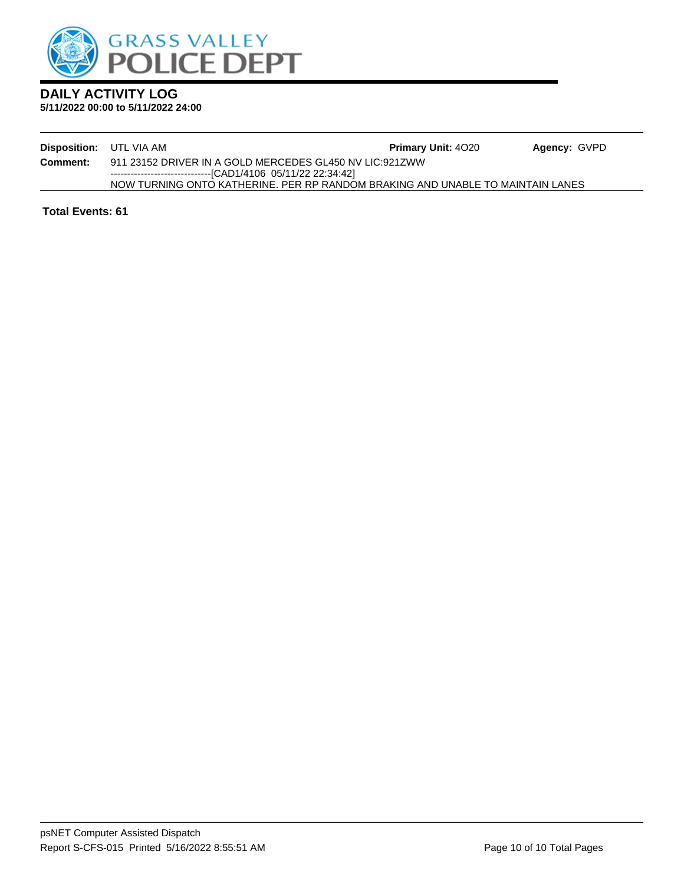# DAILY ACTIVITY LOG

**5/11/2022 00:00 to 5/11/2022 24:00**

| | | | |
|---|---|---|---|
| **Disposition:** UTL VIA AM | | **Primary Unit:** 4O20 | **Agency:** GVPD |

**Comment:** 911 23152 DRIVER IN A GOLD MERCEDES GL450 NV LIC:921ZWW
------------------------------[CAD1/4106 05/11/22 22:34:42]
NOW TURNING ONTO KATHERINE. PER RP RANDOM BRAKING AND UNABLE TO MAINTAIN LANES

**Total Events: 61**

psNET Computer Assisted Dispatch
Report S-CFS-015 Printed 5/16/2022 8:55:51 AM